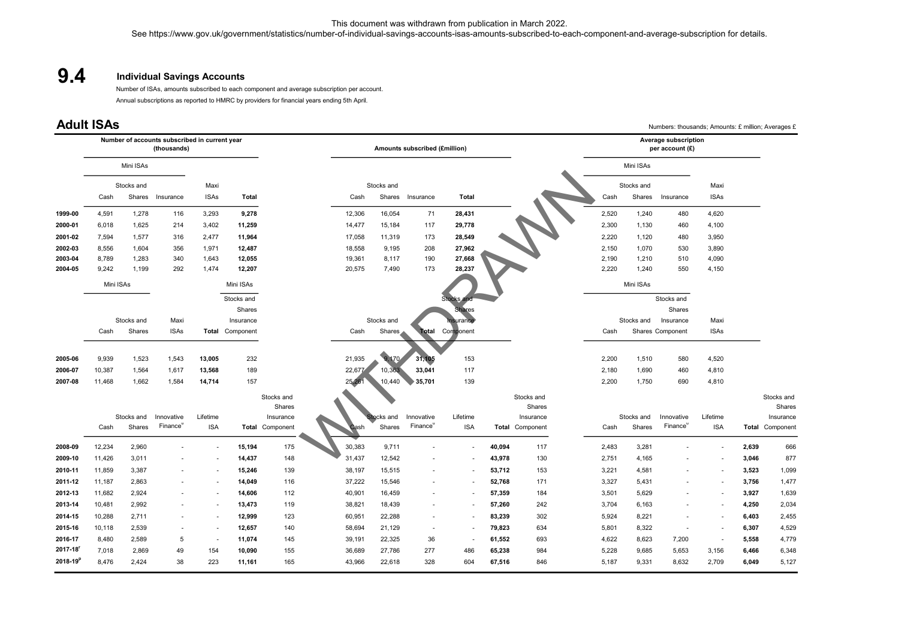This document was withdrawn from publication in March 2022.
See https://www.gov.uk/government/statistics/number-of-individual-savings-accounts-isas-amounts-subscribed-to-each-component-and-average-subscription for details.

# 9.4 Individual Savings Accounts

Number of ISAs, amounts subscribed to each component and average subscription per account.

Annual subscriptions as reported to HMRC by providers for financial years ending 5th April.

## Adult ISAs

Numbers: thousands; Amounts: £ million; Averages £

| | Number of accounts subscribed in current year (thousands) | | | | | Amounts subscribed (£million) | | | | Average subscription per account (£) | | | |
|---|---|---|---|---|---|---|---|---|---|---|---|---|---|
| | Mini ISAs | | | | | | | | | Mini ISAs | | | |
| | Cash | Stocks and Shares | Insurance | Maxi ISAs | Total | Cash | Stocks and Shares | Insurance | Total | Cash | Stocks and Shares | Insurance | Maxi ISAs |
| 1999-00 | 4,591 | 1,278 | 116 | 3,293 | **9,278** | 12,306 | 16,054 | 71 | **28,431** | 2,520 | 1,240 | 480 | 4,620 |
| 2000-01 | 6,018 | 1,625 | 214 | 3,402 | **11,259** | 14,477 | 15,184 | 117 | **29,778** | 2,300 | 1,130 | 460 | 4,100 |
| 2001-02 | 7,594 | 1,577 | 316 | 2,477 | **11,964** | 17,058 | 11,319 | 173 | **28,549** | 2,220 | 1,120 | 480 | 3,950 |
| 2002-03 | 8,556 | 1,604 | 356 | 1,971 | **12,487** | 18,558 | 9,195 | 208 | **27,962** | 2,150 | 1,070 | 530 | 3,890 |
| 2003-04 | 8,789 | 1,283 | 340 | 1,643 | **12,055** | 19,361 | 8,117 | 190 | **27,668** | 2,190 | 1,210 | 510 | 4,090 |
| 2004-05 | 9,242 | 1,199 | 292 | 1,474 | **12,207** | 20,575 | 7,490 | 173 | **28,237** | 2,220 | 1,240 | 550 | 4,150 |

| | Mini ISAs | | | | Mini ISAs | | | | | Mini ISAs | | | |
|---|---|---|---|---|---|---|---|---|---|---|---|---|---|
| | Cash | Stocks and Shares | Maxi ISAs | Total | Stocks and Shares Insurance Component | Cash | Stocks and Shares | Total | Stocks and Shares Insurance Component | Cash | Stocks and Shares | Stocks and Shares Insurance Component | Maxi ISAs |
| 2005-06 | 9,939 | 1,523 | 1,543 | **13,005** | 232 | 21,935 | 9,170 | **31,105** | 153 | 2,200 | 1,510 | 580 | 4,520 |
| 2006-07 | 10,387 | 1,564 | 1,617 | **13,568** | 189 | 22,677 | 10,363 | **33,041** | 117 | 2,180 | 1,690 | 460 | 4,810 |
| 2007-08 | 11,468 | 1,662 | 1,584 | **14,714** | 157 | 25,261 | 10,440 | **35,701** | 139 | 2,200 | 1,750 | 690 | 4,810 |

| | Cash | Stocks and Shares | Innovative Finance[u] | Lifetime ISA | Total | Stocks and Shares Insurance Component | Cash | Stocks and Shares | Innovative Finance[u] | Lifetime ISA | Total | Stocks and Shares Insurance Component | Cash | Stocks and Shares | Innovative Finance[u] | Lifetime ISA | Total | Stocks and Shares Insurance Component |
|---|---|---|---|---|---|---|---|---|---|---|---|---|---|---|---|---|---|---|
| 2008-09 | 12,234 | 2,960 | - | - | **15,194** | 175 | 30,383 | 9,711 | - | - | **40,094** | 117 | 2,483 | 3,281 | - | - | **2,639** | 666 |
| 2009-10 | 11,426 | 3,011 | - | - | **14,437** | 148 | 31,437 | 12,542 | - | - | **43,978** | 130 | 2,751 | 4,165 | - | - | **3,046** | 877 |
| 2010-11 | 11,859 | 3,387 | - | - | **15,246** | 139 | 38,197 | 15,515 | - | - | **53,712** | 153 | 3,221 | 4,581 | - | - | **3,523** | 1,099 |
| 2011-12 | 11,187 | 2,863 | - | - | **14,049** | 116 | 37,222 | 15,546 | - | - | **52,768** | 171 | 3,327 | 5,431 | - | - | **3,756** | 1,477 |
| 2012-13 | 11,682 | 2,924 | - | - | **14,606** | 112 | 40,901 | 16,459 | - | - | **57,359** | 184 | 3,501 | 5,629 | - | - | **3,927** | 1,639 |
| 2013-14 | 10,481 | 2,992 | - | - | **13,473** | 119 | 38,821 | 18,439 | - | - | **57,260** | 242 | 3,704 | 6,163 | - | - | **4,250** | 2,034 |
| 2014-15 | 10,288 | 2,711 | - | - | **12,999** | 123 | 60,951 | 22,288 | - | - | **83,239** | 302 | 5,924 | 8,221 | - | - | **6,403** | 2,455 |
| 2015-16 | 10,118 | 2,539 | - | - | **12,657** | 140 | 58,694 | 21,129 | - | - | **79,823** | 634 | 5,801 | 8,322 | - | - | **6,307** | 4,529 |
| 2016-17 | 8,480 | 2,589 | 5 | - | **11,074** | 145 | 39,191 | 22,325 | 36 | - | **61,552** | 693 | 4,622 | 8,623 | 7,200 | - | **5,558** | 4,779 |
| 2017-18[r] | 7,018 | 2,869 | 49 | 154 | **10,090** | 155 | 36,689 | 27,786 | 277 | 486 | **65,238** | 984 | 5,228 | 9,685 | 5,653 | 3,156 | **6,466** | 6,348 |
| 2018-19[p] | 8,476 | 2,424 | 38 | 223 | **11,161** | 165 | 43,966 | 22,618 | 328 | 604 | **67,516** | 846 | 5,187 | 9,331 | 8,632 | 2,709 | **6,049** | 5,127 |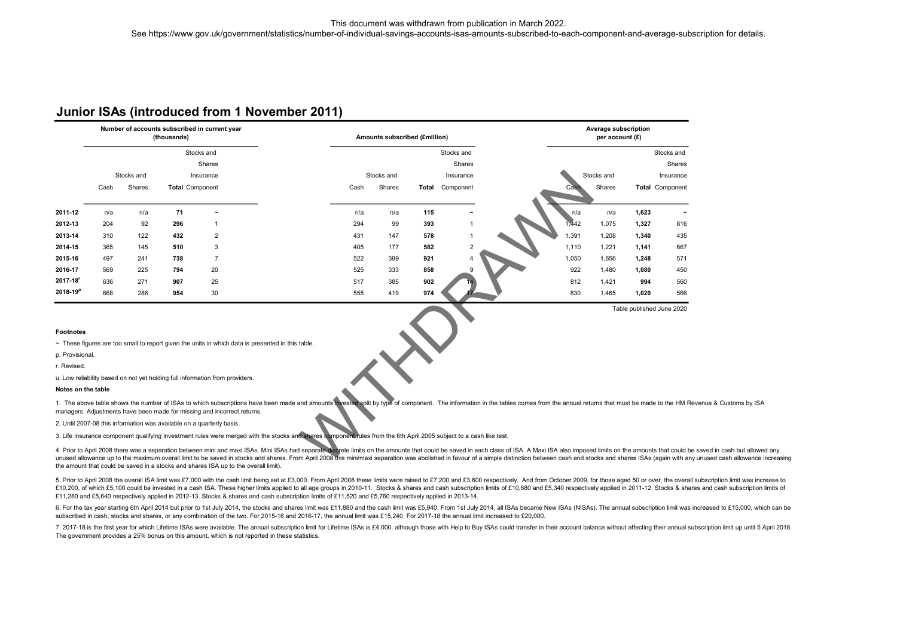This document was withdrawn from publication in March 2022.

See https://www.gov.uk/government/statistics/number-of-individual-savings-accounts-isas-amounts-subscribed-to-each-component-and-average-subscription for details.

## Junior ISAs (introduced from 1 November 2011)

| | Number of accounts subscribed in current year (thousands) | | | | Amounts subscribed (£million) | | | | Average subscription per account (£) | | | |
|---|---|---|---|---|---|---|---|---|---|---|---|---|
| | Cash | Stocks and Shares | **Total** | Stocks and Shares Insurance Component | Cash | Stocks and Shares | **Total** | Stocks and Shares Insurance Component | Cash | Stocks and Shares | **Total** | Stocks and Shares Insurance Component |
| **2011-12** | n/a | n/a | **71** | ~ | n/a | n/a | **115** | ~ | n/a | n/a | **1,623** | ~ |
| **2012-13** | 204 | 92 | **296** | 1 | 294 | 99 | **393** | 1 | 1,442 | 1,075 | **1,327** | 816 |
| **2013-14** | 310 | 122 | **432** | 2 | 431 | 147 | **578** | 1 | 1,391 | 1,208 | **1,340** | 435 |
| **2014-15** | 365 | 145 | **510** | 3 | 405 | 177 | **582** | 2 | 1,110 | 1,221 | **1,141** | 667 |
| **2015-16** | 497 | 241 | **738** | 7 | 522 | 399 | **921** | 4 | 1,050 | 1,656 | **1,248** | 571 |
| **2016-17** | 569 | 225 | **794** | 20 | 525 | 333 | **858** | 9 | 922 | 1,480 | **1,080** | 450 |
| **2017-18[r]** | 636 | 271 | **907** | 25 | 517 | 385 | **902** | 14 | 812 | 1,421 | **994** | 560 |
| **2018-19[p]** | 668 | 286 | **954** | 30 | 555 | 419 | **974** | 17 | 830 | 1,465 | **1,020** | 566 |

Table published June 2020

**Footnotes**

~ These figures are too small to report given the units in which data is presented in this table.

p. Provisional.

r. Revised.

u. Low reliability based on not yet holding full information from providers.

**Notes on the table**

1. The above table shows the number of ISAs to which subscriptions have been made and amounts invested split by type of component. The information in the tables comes from the annual returns that must be made to the HM Revenue & Customs by ISA managers. Adjustments have been made for missing and incorrect returns.

2. Until 2007-08 this information was available on a quarterly basis.

3. Life insurance component qualifying investment rules were merged with the stocks and shares component rules from the 6th April 2005 subject to a cash like test.

4. Prior to April 2008 there was a separation between mini and maxi ISAs. Mini ISAs had separate discrete limits on the amounts that could be saved in each class of ISA. A Maxi ISA also imposed limits on the amounts that could be saved in cash but allowed any unused allowance up to the maximum overall limit to be saved in stocks and shares. From April 2008 this mini/maxi separation was abolished in favour of a simple distinction between cash and stocks and shares ISAs (again with any unused cash allowance increasing the amount that could be saved in a stocks and shares ISA up to the overall limit).

5. Prior to April 2008 the overall ISA limit was £7,000 with the cash limit being set at £3,000. From April 2008 these limits were raised to £7,200 and £3,600 respectively. And from October 2009, for those aged 50 or over, the overall subscription limit was increase to £10,200, of which £5,100 could be invested in a cash ISA. These higher limits applied to all age groups in 2010-11. Stocks & shares and cash subscription limits of £10,680 and £5,340 respectively applied in 2011-12. Stocks & shares and cash subscription limits of £11,280 and £5,640 respectively applied in 2012-13. Stocks & shares and cash subscription limits of £11,520 and £5,760 respectively applied in 2013-14.

6. For the tax year starting 6th April 2014 but prior to 1st July 2014, the stocks and shares limit was £11,880 and the cash limit was £5,940. From 1st July 2014, all ISAs became New ISAs (NISAs). The annual subscription limit was increased to £15,000, which can be subscribed in cash, stocks and shares, or any combination of the two. For 2015-16 and 2016-17, the annual limit was £15,240. For 2017-18 the annual limit increased to £20,000.

7. 2017-18 is the first year for which Lifetime ISAs were available. The annual subscription limit for Lifetime ISAs is £4,000, although those with Help to Buy ISAs could transfer in their account balance without affecting their annual subscription limit up until 5 April 2018. The government provides a 25% bonus on this amount, which is not reported in these statistics.